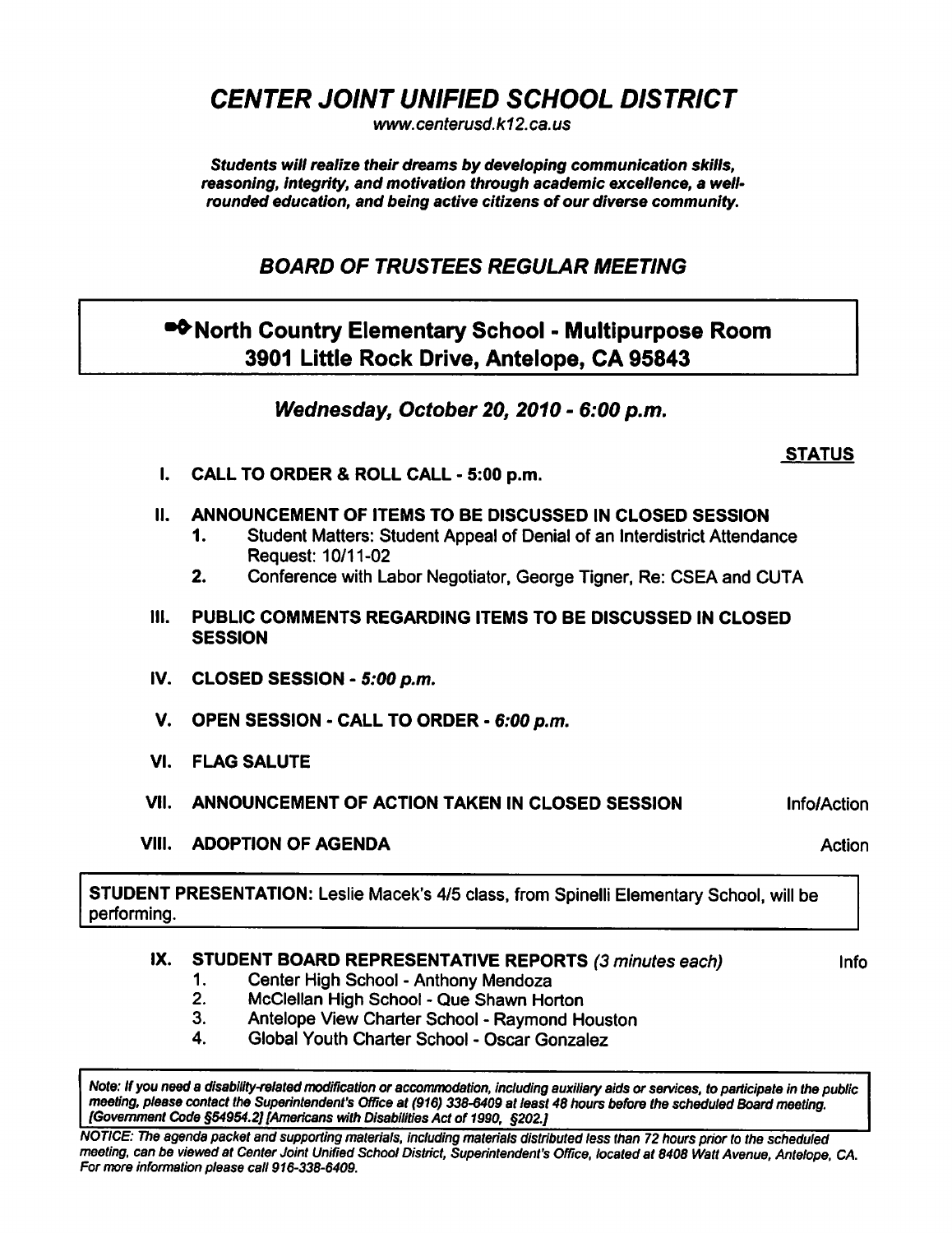# *CENTER JOINT UNIFIED SCHOOL DISTRICT*

*www.centerusd.k12.ca.us*

***Students will realize their dreams by developing communication skills, reasoning, integrity, and motivation through academic excellence, a well-rounded education, and being active citizens of our diverse community.***

## *BOARD OF TRUSTEES REGULAR MEETING*

**North Country Elementary School - Multipurpose Room**
**3901 Little Rock Drive, Antelope, CA 95843**

### *Wednesday, October 20, 2010 - 6:00 p.m.*

**STATUS**

**I. CALL TO ORDER & ROLL CALL - 5:00 p.m.**

**II. ANNOUNCEMENT OF ITEMS TO BE DISCUSSED IN CLOSED SESSION**

1. Student Matters: Student Appeal of Denial of an Interdistrict Attendance Request: 10/11-02
2. Conference with Labor Negotiator, George Tigner, Re: CSEA and CUTA

**III. PUBLIC COMMENTS REGARDING ITEMS TO BE DISCUSSED IN CLOSED SESSION**

**IV. CLOSED SESSION - *5:00 p.m.***

**V. OPEN SESSION - CALL TO ORDER - *6:00 p.m.***

**VI. FLAG SALUTE**

**VII. ANNOUNCEMENT OF ACTION TAKEN IN CLOSED SESSION** — Info/Action

**VIII. ADOPTION OF AGENDA** — Action

**STUDENT PRESENTATION:** Leslie Macek's 4/5 class, from Spinelli Elementary School, will be performing.

**IX. STUDENT BOARD REPRESENTATIVE REPORTS *(3 minutes each)*** — Info

1. Center High School - Anthony Mendoza
2. McClellan High School - Que Shawn Horton
3. Antelope View Charter School - Raymond Houston
4. Global Youth Charter School - Oscar Gonzalez

*Note: If you need a disability-related modification or accommodation, including auxiliary aids or services, to participate in the public meeting, please contact the Superintendent's Office at (916) 338-6409 at least 48 hours before the scheduled Board meeting. [Government Code §54954.2] [Americans with Disabilities Act of 1990, §202.]*

*NOTICE: The agenda packet and supporting materials, including materials distributed less than 72 hours prior to the scheduled meeting, can be viewed at Center Joint Unified School District, Superintendent's Office, located at 8408 Watt Avenue, Antelope, CA. For more information please call 916-338-6409.*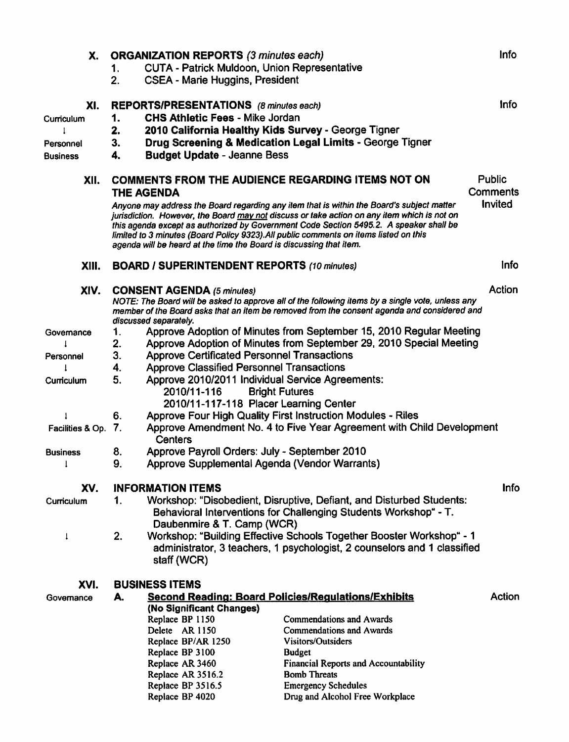## X. ORGANIZATION REPORTS *(3 minutes each)* — Info

1. CUTA - Patrick Muldoon, Union Representative
2. CSEA - Marie Huggins, President

## XI. REPORTS/PRESENTATIONS *(8 minutes each)* — Info

| | | |
|---|---|---|
| Curriculum | 1. | **CHS Athletic Fees** - Mike Jordan |
| ↓ | 2. | **2010 California Healthy Kids Survey** - George Tigner |
| Personnel | 3. | **Drug Screening & Medication Legal Limits** - George Tigner |
| Business | 4. | **Budget Update** - Jeanne Bess |

## XII. COMMENTS FROM THE AUDIENCE REGARDING ITEMS NOT ON THE AGENDA — Public Comments Invited

*Anyone may address the Board regarding any item that is within the Board's subject matter jurisdiction. However, the Board may not discuss or take action on any item which is not on this agenda except as authorized by Government Code Section 5495.2. A speaker shall be limited to 3 minutes (Board Policy 9323).All public comments on items listed on this agenda will be heard at the time the Board is discussing that item.*

## XIII. BOARD / SUPERINTENDENT REPORTS *(10 minutes)* — Info

## XIV. CONSENT AGENDA *(5 minutes)* — Action

*NOTE: The Board will be asked to approve all of the following items by a single vote, unless any member of the Board asks that an item be removed from the consent agenda and considered and discussed separately.*

| | | |
|---|---|---|
| Governance | 1. | Approve Adoption of Minutes from September 15, 2010 Regular Meeting |
| ↓ | 2. | Approve Adoption of Minutes from September 29, 2010 Special Meeting |
| Personnel | 3. | Approve Certificated Personnel Transactions |
| ↓ | 4. | Approve Classified Personnel Transactions |
| Curriculum | 5. | Approve 2010/2011 Individual Service Agreements: 2010/11-116 Bright Futures; 2010/11-117-118 Placer Learning Center |
| ↓ | 6. | Approve Four High Quality First Instruction Modules - Riles |
| Facilities & Op. | 7. | Approve Amendment No. 4 to Five Year Agreement with Child Development Centers |
| Business | 8. | Approve Payroll Orders: July - September 2010 |
| ↓ | 9. | Approve Supplemental Agenda (Vendor Warrants) |

## XV. INFORMATION ITEMS — Info

| | | |
|---|---|---|
| Curriculum | 1. | Workshop: "Disobedient, Disruptive, Defiant, and Disturbed Students: Behavioral Interventions for Challenging Students Workshop" - T. Daubenmire & T. Camp (WCR) |
| ↓ | 2. | Workshop: "Building Effective Schools Together Booster Workshop" - 1 administrator, 3 teachers, 1 psychologist, 2 counselors and 1 classified staff (WCR) |

## XVI. BUSINESS ITEMS

Governance

**A. Second Reading: Board Policies/Regulations/Exhibits** — Action

**(No Significant Changes)**

| | |
|---|---|
| Replace BP 1150 | Commendations and Awards |
| Delete AR 1150 | Commendations and Awards |
| Replace BP/AR 1250 | Visitors/Outsiders |
| Replace BP 3100 | Budget |
| Replace AR 3460 | Financial Reports and Accountability |
| Replace AR 3516.2 | Bomb Threats |
| Replace BP 3516.5 | Emergency Schedules |
| Replace BP 4020 | Drug and Alcohol Free Workplace |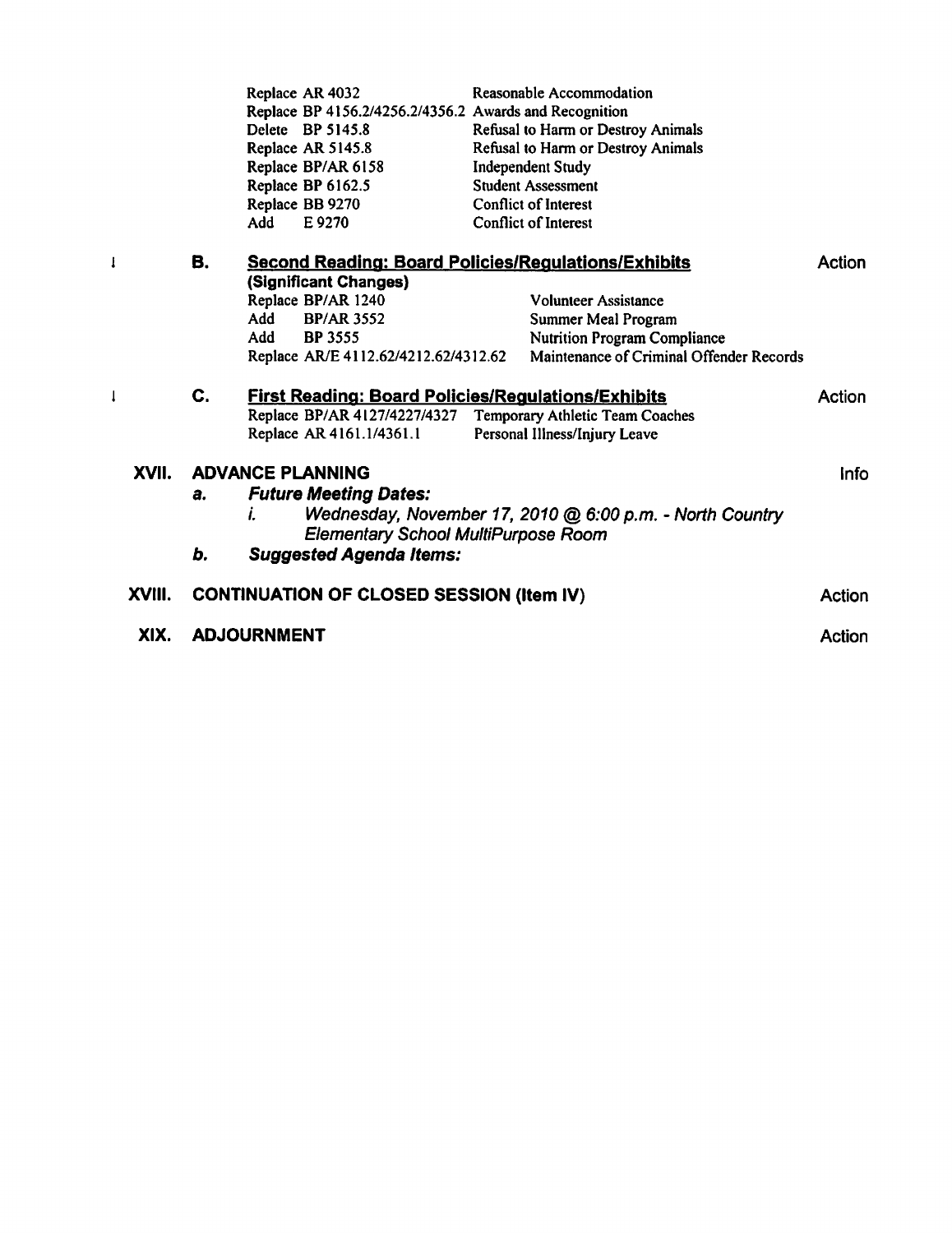| | |
|---|---|
| Replace AR 4032 | Reasonable Accommodation |
| Replace BP 4156.2/4256.2/4356.2 | Awards and Recognition |
| Delete BP 5145.8 | Refusal to Harm or Destroy Animals |
| Replace AR 5145.8 | Refusal to Harm or Destroy Animals |
| Replace BP/AR 6158 | Independent Study |
| Replace BP 6162.5 | Student Assessment |
| Replace BB 9270 | Conflict of Interest |
| Add E 9270 | Conflict of Interest |

**B. Second Reading: Board Policies/Regulations/Exhibits** — Action

**(Significant Changes)**

| | |
|---|---|
| Replace BP/AR 1240 | Volunteer Assistance |
| Add BP/AR 3552 | Summer Meal Program |
| Add BP 3555 | Nutrition Program Compliance |
| Replace AR/E 4112.62/4212.62/4312.62 | Maintenance of Criminal Offender Records |

**C. First Reading: Board Policies/Regulations/Exhibits** — Action

| | |
|---|---|
| Replace BP/AR 4127/4227/4327 | Temporary Athletic Team Coaches |
| Replace AR 4161.1/4361.1 | Personal Illness/Injury Leave |

## XVII. ADVANCE PLANNING — Info

***a. Future Meeting Dates:***

*i. Wednesday, November 17, 2010 @ 6:00 p.m. - North Country Elementary School MultiPurpose Room*

***b. Suggested Agenda Items:***

## XVIII. CONTINUATION OF CLOSED SESSION (Item IV) — Action

## XIX. ADJOURNMENT — Action